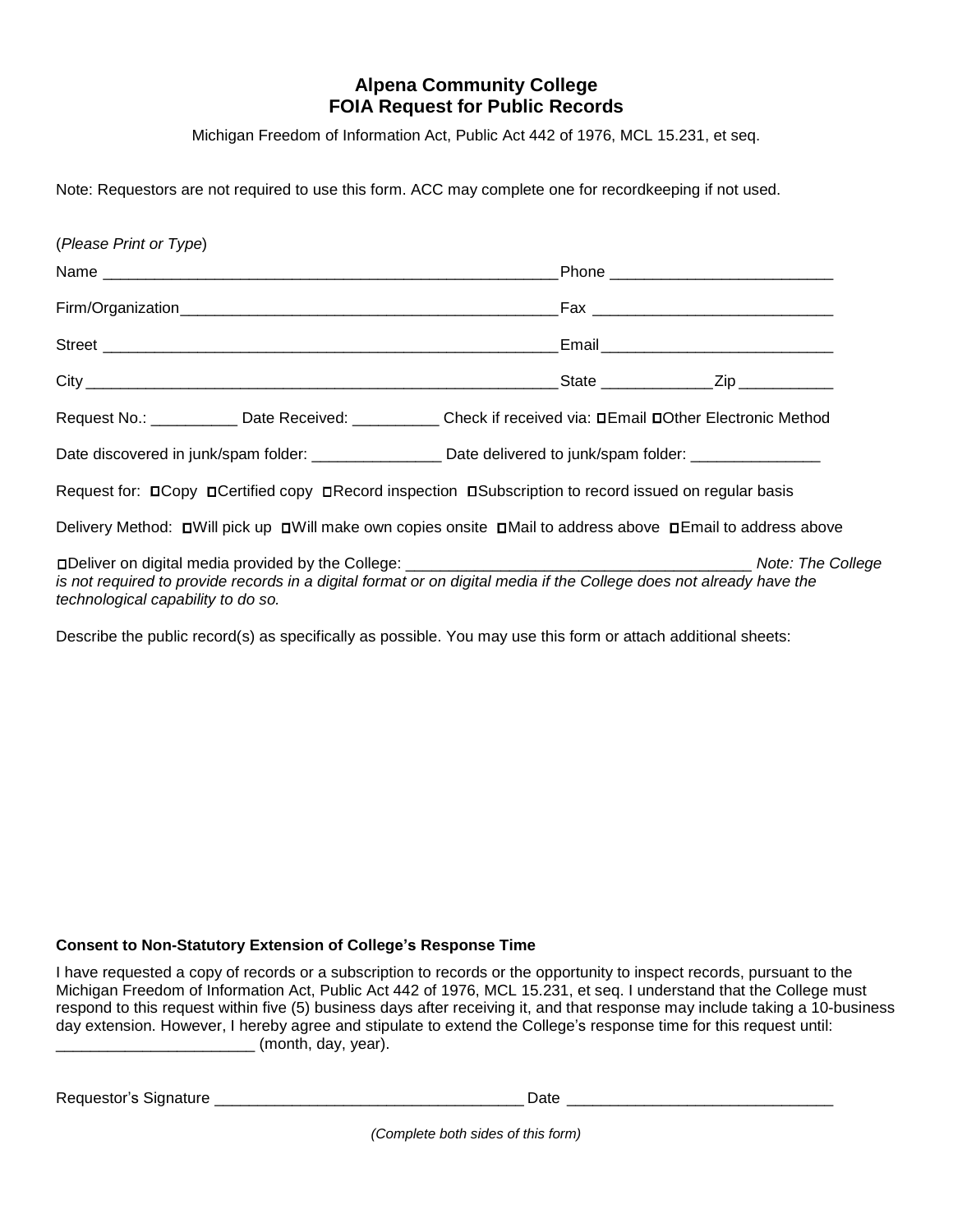# Alpena Community College
# FOIA Request for Public Records

Michigan Freedom of Information Act, Public Act 442 of 1976, MCL 15.231, et seq.

Note: Requestors are not required to use this form. ACC may complete one for recordkeeping if not used.

(*Please Print or Type*)

Name _______________________________________________________ Phone __________________________

Firm/Organization____________________________________________ Fax ____________________________

Street ______________________________________________________ Email___________________________

City ________________________________________________________ State _____________ Zip ___________

Request No.: __________ Date Received: __________ Check if received via: ☐Email ☐Other Electronic Method

Date discovered in junk/spam folder: _______________ Date delivered to junk/spam folder: _______________

Request for: ☐Copy ☐Certified copy ☐Record inspection ☐Subscription to record issued on regular basis

Delivery Method: ☐Will pick up ☐Will make own copies onsite ☐Mail to address above ☐Email to address above

☐Deliver on digital media provided by the College: ________________________________________ *Note: The College is not required to provide records in a digital format or on digital media if the College does not already have the technological capability to do so.*

Describe the public record(s) as specifically as possible. You may use this form or attach additional sheets:

**Consent to Non-Statutory Extension of College's Response Time**

I have requested a copy of records or a subscription to records or the opportunity to inspect records, pursuant to the Michigan Freedom of Information Act, Public Act 442 of 1976, MCL 15.231, et seq. I understand that the College must respond to this request within five (5) business days after receiving it, and that response may include taking a 10-business day extension. However, I hereby agree and stipulate to extend the College's response time for this request until: _______________________ (month, day, year).

Requestor's Signature ____________________________________ Date _______________________________

*(Complete both sides of this form)*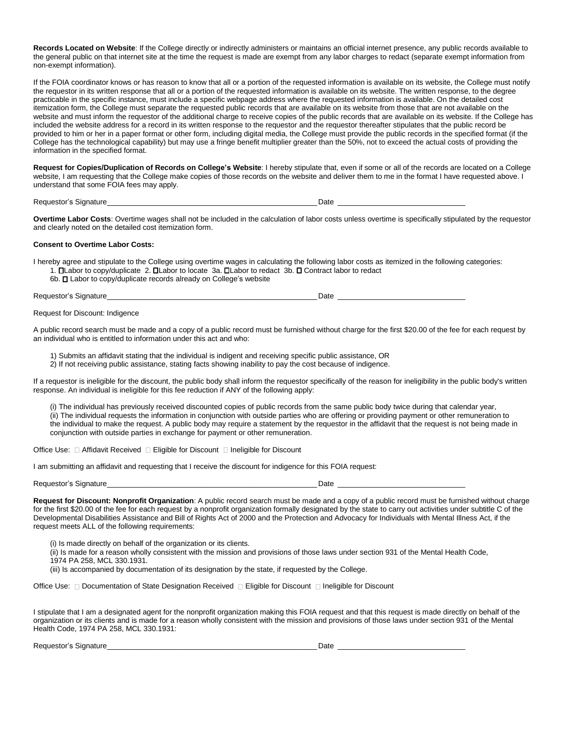**Records Located on Website**: If the College directly or indirectly administers or maintains an official internet presence, any public records available to the general public on that internet site at the time the request is made are exempt from any labor charges to redact (separate exempt information from non-exempt information).

If the FOIA coordinator knows or has reason to know that all or a portion of the requested information is available on its website, the College must notify the requestor in its written response that all or a portion of the requested information is available on its website. The written response, to the degree practicable in the specific instance, must include a specific webpage address where the requested information is available. On the detailed cost itemization form, the College must separate the requested public records that are available on its website from those that are not available on the website and must inform the requestor of the additional charge to receive copies of the public records that are available on its website. If the College has included the website address for a record in its written response to the requestor and the requestor thereafter stipulates that the public record be provided to him or her in a paper format or other form, including digital media, the College must provide the public records in the specified format (if the College has the technological capability) but may use a fringe benefit multiplier greater than the 50%, not to exceed the actual costs of providing the information in the specified format.

**Request for Copies/Duplication of Records on College's Website**: I hereby stipulate that, even if some or all of the records are located on a College website, I am requesting that the College make copies of those records on the website and deliver them to me in the format I have requested above. I understand that some FOIA fees may apply.

Requestor's Signature_________________________________________________ Date ______________________________

**Overtime Labor Costs**: Overtime wages shall not be included in the calculation of labor costs unless overtime is specifically stipulated by the requestor and clearly noted on the detailed cost itemization form.

**Consent to Overtime Labor Costs:**

I hereby agree and stipulate to the College using overtime wages in calculating the following labor costs as itemized in the following categories:

1. ☐Labor to copy/duplicate 2. ☐Labor to locate 3a. ☐Labor to redact 3b. ☐ Contract labor to redact
6b. ☐ Labor to copy/duplicate records already on College's website

Requestor's Signature_________________________________________________ Date ______________________________

Request for Discount: Indigence

A public record search must be made and a copy of a public record must be furnished without charge for the first $20.00 of the fee for each request by an individual who is entitled to information under this act and who:

1) Submits an affidavit stating that the individual is indigent and receiving specific public assistance, OR
2) If not receiving public assistance, stating facts showing inability to pay the cost because of indigence.

If a requestor is ineligible for the discount, the public body shall inform the requestor specifically of the reason for ineligibility in the public body's written response. An individual is ineligible for this fee reduction if ANY of the following apply:

(i) The individual has previously received discounted copies of public records from the same public body twice during that calendar year,
(ii) The individual requests the information in conjunction with outside parties who are offering or providing payment or other remuneration to the individual to make the request. A public body may require a statement by the requestor in the affidavit that the request is not being made in conjunction with outside parties in exchange for payment or other remuneration.

Office Use: ☐ Affidavit Received ☐ Eligible for Discount ☐ Ineligible for Discount

I am submitting an affidavit and requesting that I receive the discount for indigence for this FOIA request:

Requestor's Signature_________________________________________________ Date ______________________________

**Request for Discount: Nonprofit Organization**: A public record search must be made and a copy of a public record must be furnished without charge for the first $20.00 of the fee for each request by a nonprofit organization formally designated by the state to carry out activities under subtitle C of the Developmental Disabilities Assistance and Bill of Rights Act of 2000 and the Protection and Advocacy for Individuals with Mental Illness Act, if the request meets ALL of the following requirements:

(i) Is made directly on behalf of the organization or its clients.
(ii) Is made for a reason wholly consistent with the mission and provisions of those laws under section 931 of the Mental Health Code, 1974 PA 258, MCL 330.1931.
(iii) Is accompanied by documentation of its designation by the state, if requested by the College.

Office Use: ☐ Documentation of State Designation Received ☐ Eligible for Discount ☐ Ineligible for Discount

I stipulate that I am a designated agent for the nonprofit organization making this FOIA request and that this request is made directly on behalf of the organization or its clients and is made for a reason wholly consistent with the mission and provisions of those laws under section 931 of the Mental Health Code, 1974 PA 258, MCL 330.1931:

Requestor's Signature_________________________________________________ Date ______________________________